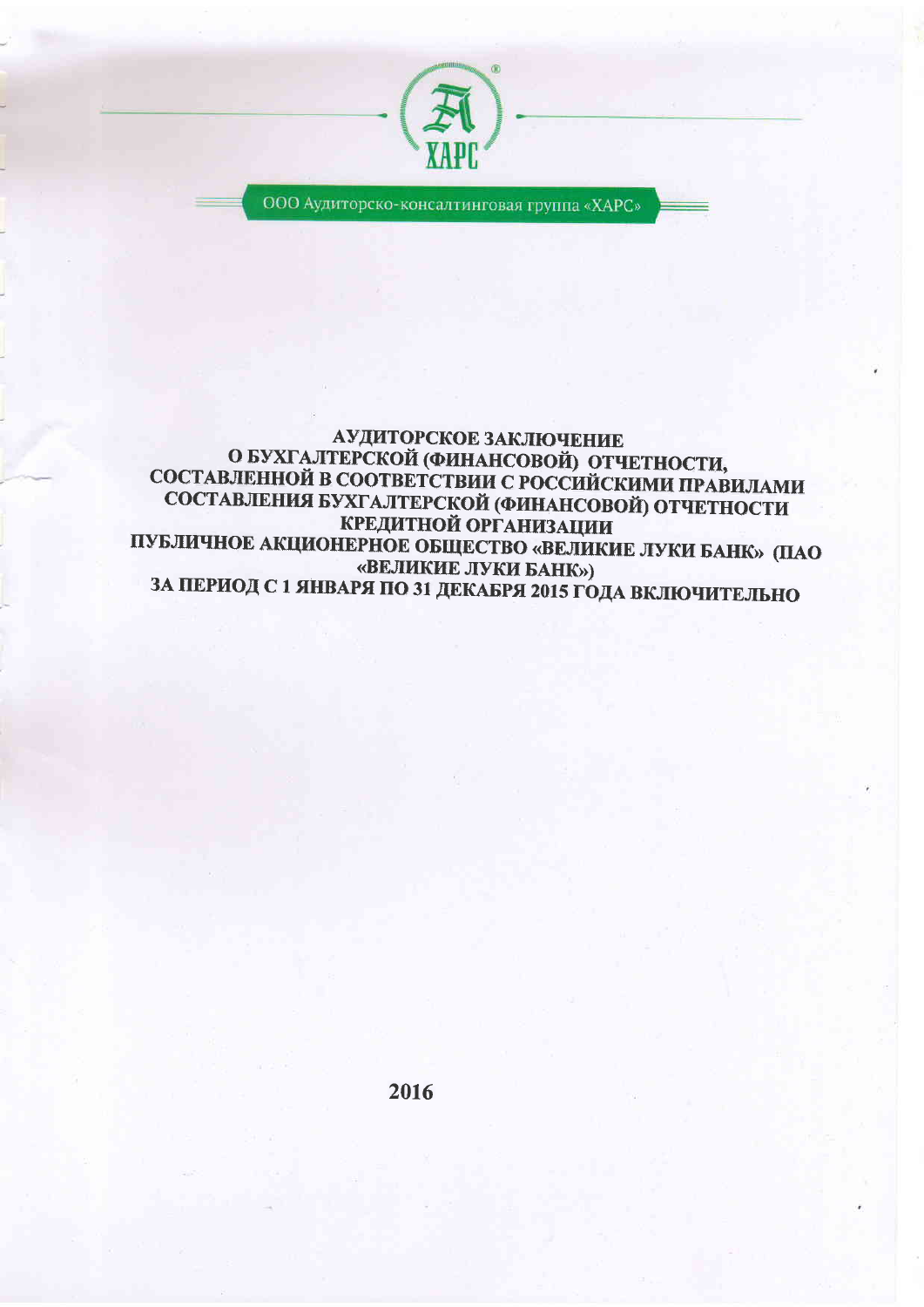ООО Аудиторско-консалтинговая группа «ХАРС»

# АУДИТОРСКОЕ ЗАКЛЮЧЕНИЕ
# О БУХГАЛТЕРСКОЙ (ФИНАНСОВОЙ) ОТЧЕТНОСТИ, СОСТАВЛЕННОЙ В СООТВЕТСТВИИ С РОССИЙСКИМИ ПРАВИЛАМИ СОСТАВЛЕНИЯ БУХГАЛТЕРСКОЙ (ФИНАНСОВОЙ) ОТЧЕТНОСТИ КРЕДИТНОЙ ОРГАНИЗАЦИИ
# ПУБЛИЧНОЕ АКЦИОНЕРНОЕ ОБЩЕСТВО «ВЕЛИКИЕ ЛУКИ БАНК» (ПАО «ВЕЛИКИЕ ЛУКИ БАНК»)
# ЗА ПЕРИОД С 1 ЯНВАРЯ ПО 31 ДЕКАБРЯ 2015 ГОДА ВКЛЮЧИТЕЛЬНО

**2016**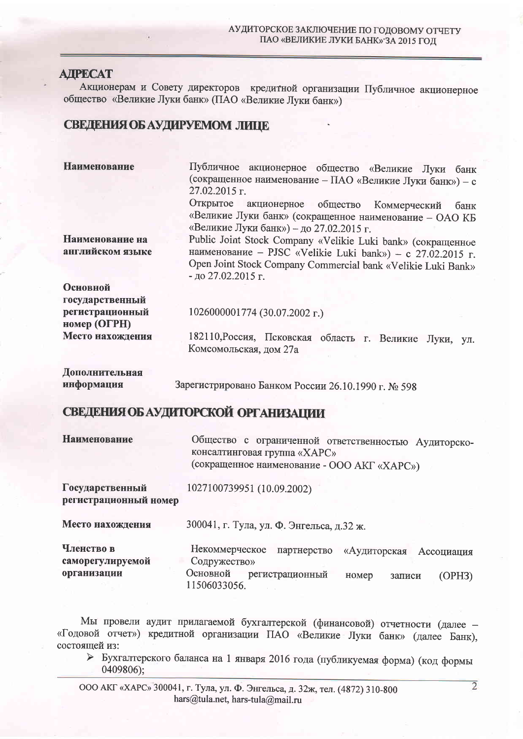## АДРЕСАТ

Акционерам и Совету директоров кредитной организации Публичное акционерное общество «Великие Луки банк» (ПАО «Великие Луки банк»)

## СВЕДЕНИЯ ОБ АУДИРУЕМОМ ЛИЦЕ

| | |
|---|---|
| **Наименование** | Публичное акционерное общество «Великие Луки банк (сокращенное наименование – ПАО «Великие Луки банк») – с 27.02.2015 г. Открытое акционерное общество Коммерческий банк «Великие Луки банк» (сокращенное наименование – ОАО КБ «Великие Луки банк») – до 27.02.2015 г. |
| **Наименование на английском языке** | Public Joint Stock Company «Velikie Luki bank» (сокращенное наименование – PJSC «Velikie Luki bank») – с 27.02.2015 г. Open Joint Stock Company Commercial bank «Velikie Luki Bank» - до 27.02.2015 г. |
| **Основной государственный регистрационный номер (ОГРН)** | 1026000001774 (30.07.2002 г.) |
| **Место нахождения** | 182110,Россия, Псковская область г. Великие Луки, ул. Комсомольская, дом 27а |
| **Дополнительная информация** | Зарегистрировано Банком России 26.10.1990 г. № 598 |

## СВЕДЕНИЯ ОБ АУДИТОРСКОЙ ОРГАНИЗАЦИИ

| | |
|---|---|
| **Наименование** | Общество с ограниченной ответственностью Аудиторско-консалтинговая группа «ХАРС» (сокращенное наименование - ООО АКГ «ХАРС») |
| **Государственный регистрационный номер** | 1027100739951 (10.09.2002) |
| **Место нахождения** | 300041, г. Тула, ул. Ф. Энгельса, д.32 ж. |
| **Членство в саморегулируемой организации** | Некоммерческое партнерство «Аудиторская Ассоциация Содружество» Основной регистрационный номер записи (ОРНЗ) 11506033056. |

Мы провели аудит прилагаемой бухгалтерской (финансовой) отчетности (далее – «Годовой отчет») кредитной организации ПАО «Великие Луки банк» (далее Банк), состоящей из:

- Бухгалтерского баланса на 1 января 2016 года (публикуемая форма) (код формы 0409806);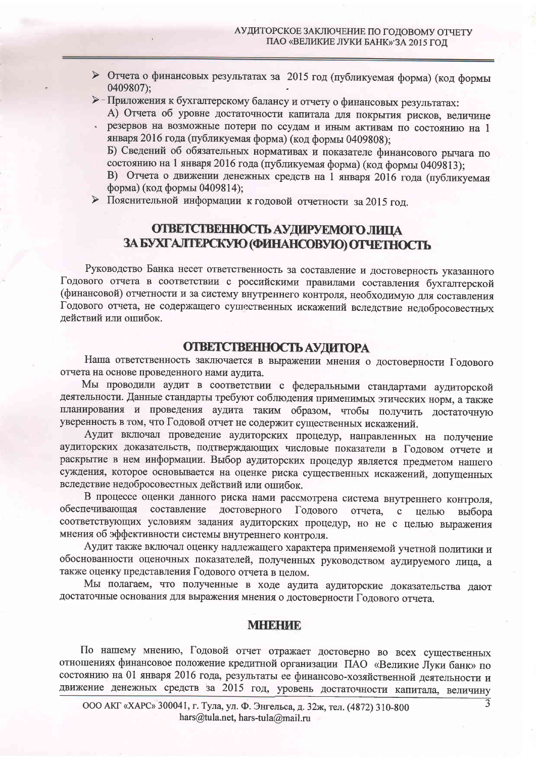- Отчета о финансовых результатах за 2015 год (публикуемая форма) (код формы 0409807);
- Приложения к бухгалтерскому балансу и отчету о финансовых результатах:

  А) Отчета об уровне достаточности капитала для покрытия рисков, величине резервов на возможные потери по ссудам и иным активам по состоянию на 1 января 2016 года (публикуемая форма) (код формы 0409808);

  Б) Сведений об обязательных нормативах и показателе финансового рычага по состоянию на 1 января 2016 года (публикуемая форма) (код формы 0409813);

  В) Отчета о движении денежных средств на 1 января 2016 года (публикуемая форма) (код формы 0409814);
- Пояснительной информации к годовой отчетности за 2015 год.

## ОТВЕТСТВЕННОСТЬ АУДИРУЕМОГО ЛИЦА ЗА БУХГАЛТЕРСКУЮ (ФИНАНСОВУЮ) ОТЧЕТНОСТЬ

Руководство Банка несет ответственность за составление и достоверность указанного Годового отчета в соответствии с российскими правилами составления бухгалтерской (финансовой) отчетности и за систему внутреннего контроля, необходимую для составления Годового отчета, не содержащего существенных искажений вследствие недобросовестных действий или ошибок.

## ОТВЕТСТВЕННОСТЬ АУДИТОРА

Наша ответственность заключается в выражении мнения о достоверности Годового отчета на основе проведенного нами аудита.

Мы проводили аудит в соответствии с федеральными стандартами аудиторской деятельности. Данные стандарты требуют соблюдения применимых этических норм, а также планирования и проведения аудита таким образом, чтобы получить достаточную уверенность в том, что Годовой отчет не содержит существенных искажений.

Аудит включал проведение аудиторских процедур, направленных на получение аудиторских доказательств, подтверждающих числовые показатели в Годовом отчете и раскрытие в нем информации. Выбор аудиторских процедур является предметом нашего суждения, которое основывается на оценке риска существенных искажений, допущенных вследствие недобросовестных действий или ошибок.

В процессе оценки данного риска нами рассмотрена система внутреннего контроля, обеспечивающая составление достоверного Годового отчета, с целью выбора соответствующих условиям задания аудиторских процедур, но не с целью выражения мнения об эффективности системы внутреннего контроля.

Аудит также включал оценку надлежащего характера применяемой учетной политики и обоснованности оценочных показателей, полученных руководством аудируемого лица, а также оценку представления Годового отчета в целом.

Мы полагаем, что полученные в ходе аудита аудиторские доказательства дают достаточные основания для выражения мнения о достоверности Годового отчета.

## МНЕНИЕ

По нашему мнению, Годовой отчет отражает достоверно во всех существенных отношениях финансовое положение кредитной организации ПАО «Великие Луки банк» по состоянию на 01 января 2016 года, результаты ее финансово-хозяйственной деятельности и движение денежных средств за 2015 год, уровень достаточности капитала, величину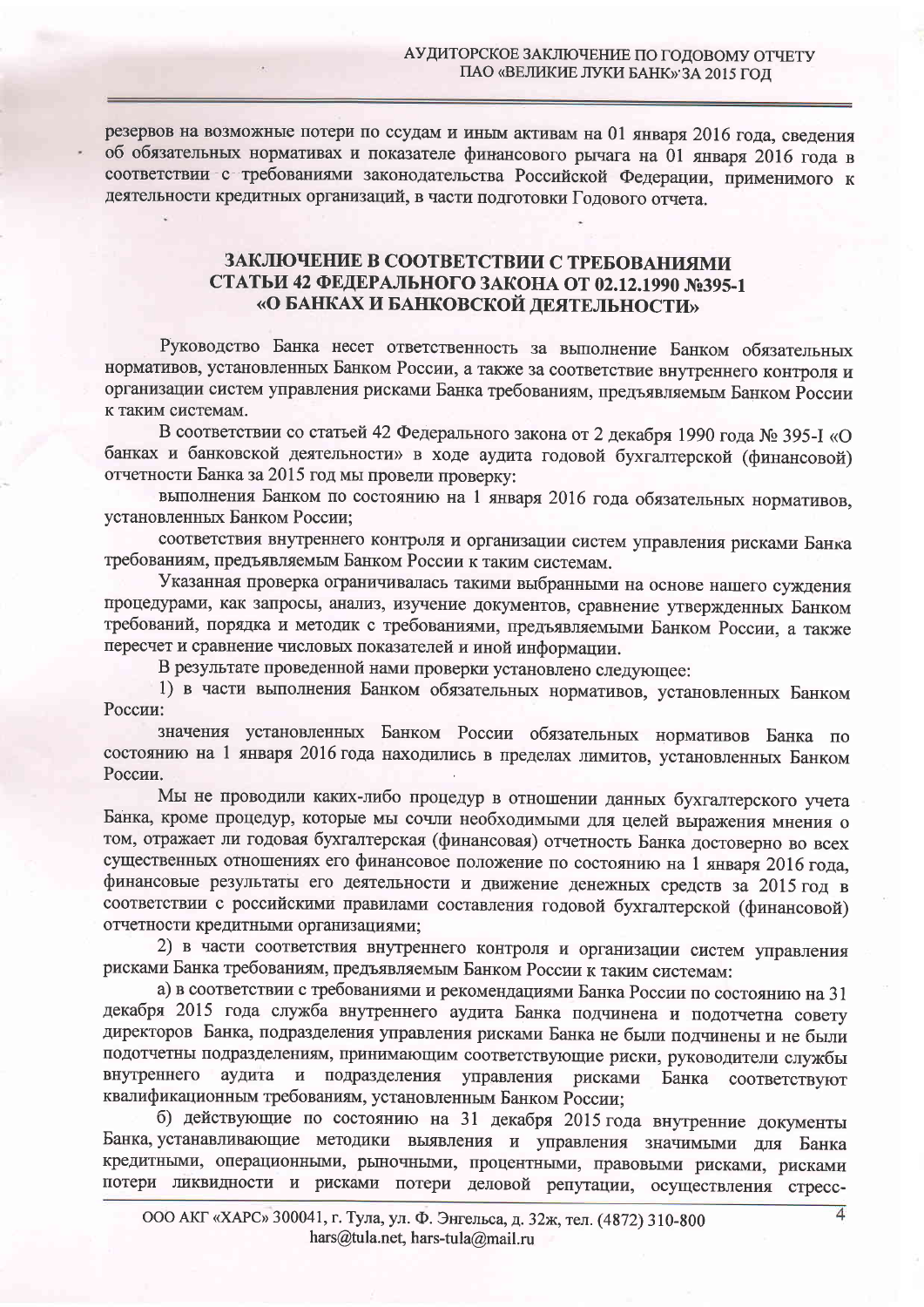резервов на возможные потери по ссудам и иным активам на 01 января 2016 года, сведения об обязательных нормативах и показателе финансового рычага на 01 января 2016 года в соответствии с требованиями законодательства Российской Федерации, применимого к деятельности кредитных организаций, в части подготовки Годового отчета.

## ЗАКЛЮЧЕНИЕ В СООТВЕТСТВИИ С ТРЕБОВАНИЯМИ СТАТЬИ 42 ФЕДЕРАЛЬНОГО ЗАКОНА ОТ 02.12.1990 №395-1 «О БАНКАХ И БАНКОВСКОЙ ДЕЯТЕЛЬНОСТИ»

Руководство Банка несет ответственность за выполнение Банком обязательных нормативов, установленных Банком России, а также за соответствие внутреннего контроля и организации систем управления рисками Банка требованиям, предъявляемым Банком России к таким системам.

В соответствии со статьей 42 Федерального закона от 2 декабря 1990 года № 395-I «О банках и банковской деятельности» в ходе аудита годовой бухгалтерской (финансовой) отчетности Банка за 2015 год мы провели проверку:

выполнения Банком по состоянию на 1 января 2016 года обязательных нормативов, установленных Банком России;

соответствия внутреннего контроля и организации систем управления рисками Банка требованиям, предъявляемым Банком России к таким системам.

Указанная проверка ограничивалась такими выбранными на основе нашего суждения процедурами, как запросы, анализ, изучение документов, сравнение утвержденных Банком требований, порядка и методик с требованиями, предъявляемыми Банком России, а также пересчет и сравнение числовых показателей и иной информации.

В результате проведенной нами проверки установлено следующее:

1) в части выполнения Банком обязательных нормативов, установленных Банком России:

значения установленных Банком России обязательных нормативов Банка по состоянию на 1 января 2016 года находились в пределах лимитов, установленных Банком России.

Мы не проводили каких-либо процедур в отношении данных бухгалтерского учета Банка, кроме процедур, которые мы сочли необходимыми для целей выражения мнения о том, отражает ли годовая бухгалтерская (финансовая) отчетность Банка достоверно во всех существенных отношениях его финансовое положение по состоянию на 1 января 2016 года, финансовые результаты его деятельности и движение денежных средств за 2015 год в соответствии с российскими правилами составления годовой бухгалтерской (финансовой) отчетности кредитными организациями;

2) в части соответствия внутреннего контроля и организации систем управления рисками Банка требованиям, предъявляемым Банком России к таким системам:

а) в соответствии с требованиями и рекомендациями Банка России по состоянию на 31 декабря 2015 года служба внутреннего аудита Банка подчинена и подотчетна совету директоров Банка, подразделения управления рисками Банка не были подчинены и не были подотчетны подразделениям, принимающим соответствующие риски, руководители службы внутреннего аудита и подразделения управления рисками Банка соответствуют квалификационным требованиям, установленным Банком России;

б) действующие по состоянию на 31 декабря 2015 года внутренние документы Банка, устанавливающие методики выявления и управления значимыми для Банка кредитными, операционными, рыночными, процентными, правовыми рисками, рисками потери ликвидности и рисками потери деловой репутации, осуществления стресс-

ООО АКГ «ХАРС» 300041, г. Тула, ул. Ф. Энгельса, д. 32ж, тел. (4872) 310-800
hars@tula.net, hars-tula@mail.ru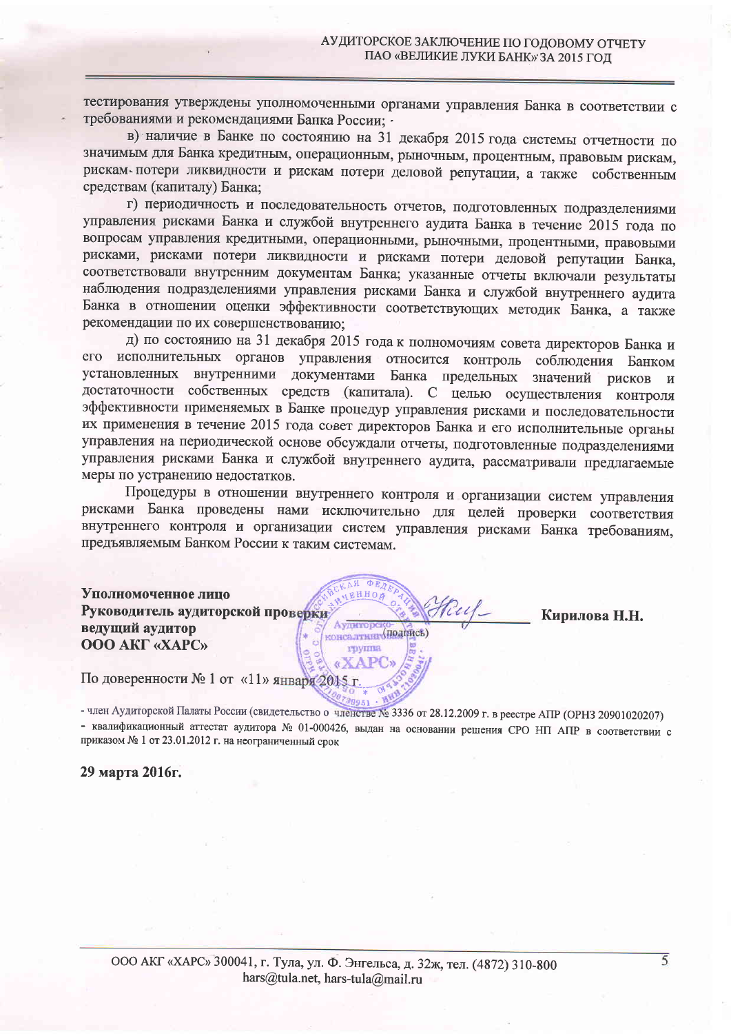тестирования утверждены уполномоченными органами управления Банка в соответствии с требованиями и рекомендациями Банка России;

в) наличие в Банке по состоянию на 31 декабря 2015 года системы отчетности по значимым для Банка кредитным, операционным, рыночным, процентным, правовым рискам, рискам потери ликвидности и рискам потери деловой репутации, а также собственным средствам (капиталу) Банка;

г) периодичность и последовательность отчетов, подготовленных подразделениями управления рисками Банка и службой внутреннего аудита Банка в течение 2015 года по вопросам управления кредитными, операционными, рыночными, процентными, правовыми рисками, рисками потери ликвидности и рисками потери деловой репутации Банка, соответствовали внутренним документам Банка; указанные отчеты включали результаты наблюдения подразделениями управления рисками Банка и службой внутреннего аудита Банка в отношении оценки эффективности соответствующих методик Банка, а также рекомендации по их совершенствованию;

д) по состоянию на 31 декабря 2015 года к полномочиям совета директоров Банка и его исполнительных органов управления относится контроль соблюдения Банком установленных внутренними документами Банка предельных значений рисков и достаточности собственных средств (капитала). С целью осуществления контроля эффективности применяемых в Банке процедур управления рисками и последовательности их применения в течение 2015 года совет директоров Банка и его исполнительные органы управления на периодической основе обсуждали отчеты, подготовленные подразделениями управления рисками Банка и службой внутреннего аудита, рассматривали предлагаемые меры по устранению недостатков.

Процедуры в отношении внутреннего контроля и организации систем управления рисками Банка проведены нами исключительно для целей проверки соответствия внутреннего контроля и организации систем управления рисками Банка требованиям, предъявляемым Банком России к таким системам.

**Уполномоченное лицо**
**Руководитель аудиторской проверки**
**ведущий аудитор**
**ООО АКГ «ХАРС»**

(подпись) **Кирилова Н.Н.**

По доверенности № 1 от «11» января 2015 г.

- член Аудиторской Палаты России (свидетельство о членстве № 3336 от 28.12.2009 г. в реестре АПР (ОРНЗ 20901020207)
- квалификационный аттестат аудитора № 01-000426, выдан на основании решения СРО НП АПР в соответствии с приказом № 1 от 23.01.2012 г. на неограниченный срок

**29 марта 2016г.**